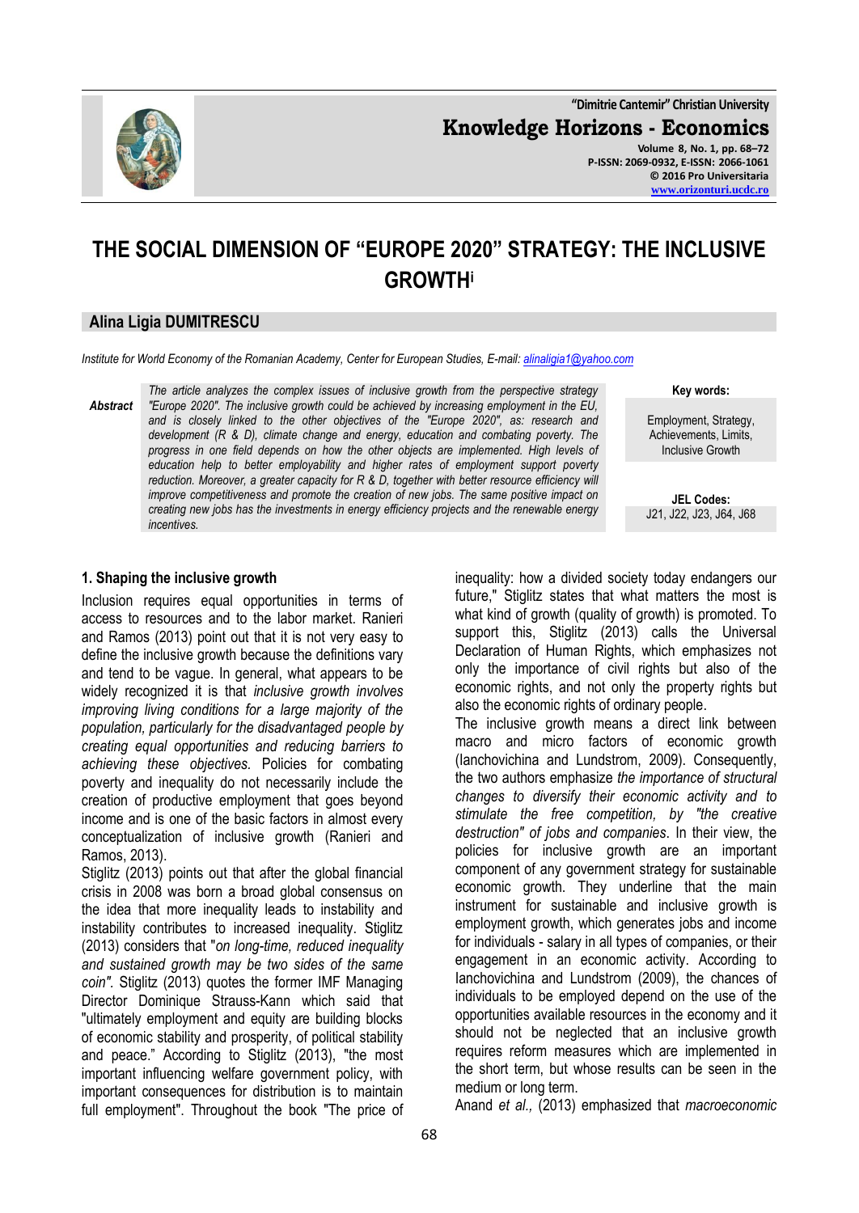# THE SOCIAL DIMENSION OF "EUROPE 2020" STRATEGY: THE INCLUSIVE GROWTH[i]

## Alina Ligia DUMITRESCU

*Institute for World Economy of the Romanian Academy, Center for European Studies, E-mail: alinaligia1@yahoo.com*

***Abstract*** *The article analyzes the complex issues of inclusive growth from the perspective strategy "Europe 2020". The inclusive growth could be achieved by increasing employment in the EU, and is closely linked to the other objectives of the "Europe 2020", as: research and development (R & D), climate change and energy, education and combating poverty. The progress in one field depends on how the other objects are implemented. High levels of education help to better employability and higher rates of employment support poverty reduction. Moreover, a greater capacity for R & D, together with better resource efficiency will improve competitiveness and promote the creation of new jobs. The same positive impact on creating new jobs has the investments in energy efficiency projects and the renewable energy incentives.*

**Key words:**

Employment, Strategy, Achievements, Limits, Inclusive Growth

**JEL Codes:**

J21, J22, J23, J64, J68

### 1. Shaping the inclusive growth

Inclusion requires equal opportunities in terms of access to resources and to the labor market. Ranieri and Ramos (2013) point out that it is not very easy to define the inclusive growth because the definitions vary and tend to be vague. In general, what appears to be widely recognized it is that *inclusive growth involves improving living conditions for a large majority of the population, particularly for the disadvantaged people by creating equal opportunities and reducing barriers to achieving these objectives.* Policies for combating poverty and inequality do not necessarily include the creation of productive employment that goes beyond income and is one of the basic factors in almost every conceptualization of inclusive growth (Ranieri and Ramos, 2013).

Stiglitz (2013) points out that after the global financial crisis in 2008 was born a broad global consensus on the idea that more inequality leads to instability and instability contributes to increased inequality. Stiglitz (2013) considers that "*on long-time, reduced inequality and sustained growth may be two sides of the same coin"*. Stiglitz (2013) quotes the former IMF Managing Director Dominique Strauss-Kann which said that "ultimately employment and equity are building blocks of economic stability and prosperity, of political stability and peace." According to Stiglitz (2013), "the most important influencing welfare government policy, with important consequences for distribution is to maintain full employment". Throughout the book "The price of inequality: how a divided society today endangers our future," Stiglitz states that what matters the most is what kind of growth (quality of growth) is promoted. To support this, Stiglitz (2013) calls the Universal Declaration of Human Rights, which emphasizes not only the importance of civil rights but also of the economic rights, and not only the property rights but also the economic rights of ordinary people.

The inclusive growth means a direct link between macro and micro factors of economic growth (Ianchovichina and Lundstrom, 2009). Consequently, the two authors emphasize *the importance of structural changes to diversify their economic activity and to stimulate the free competition, by "the creative destruction" of jobs and companies*. In their view, the policies for inclusive growth are an important component of any government strategy for sustainable economic growth. They underline that the main instrument for sustainable and inclusive growth is employment growth, which generates jobs and income for individuals - salary in all types of companies, or their engagement in an economic activity. According to Ianchovichina and Lundstrom (2009), the chances of individuals to be employed depend on the use of the opportunities available resources in the economy and it should not be neglected that an inclusive growth requires reform measures which are implemented in the short term, but whose results can be seen in the medium or long term.

Anand *et al.,* (2013) emphasized that *macroeconomic*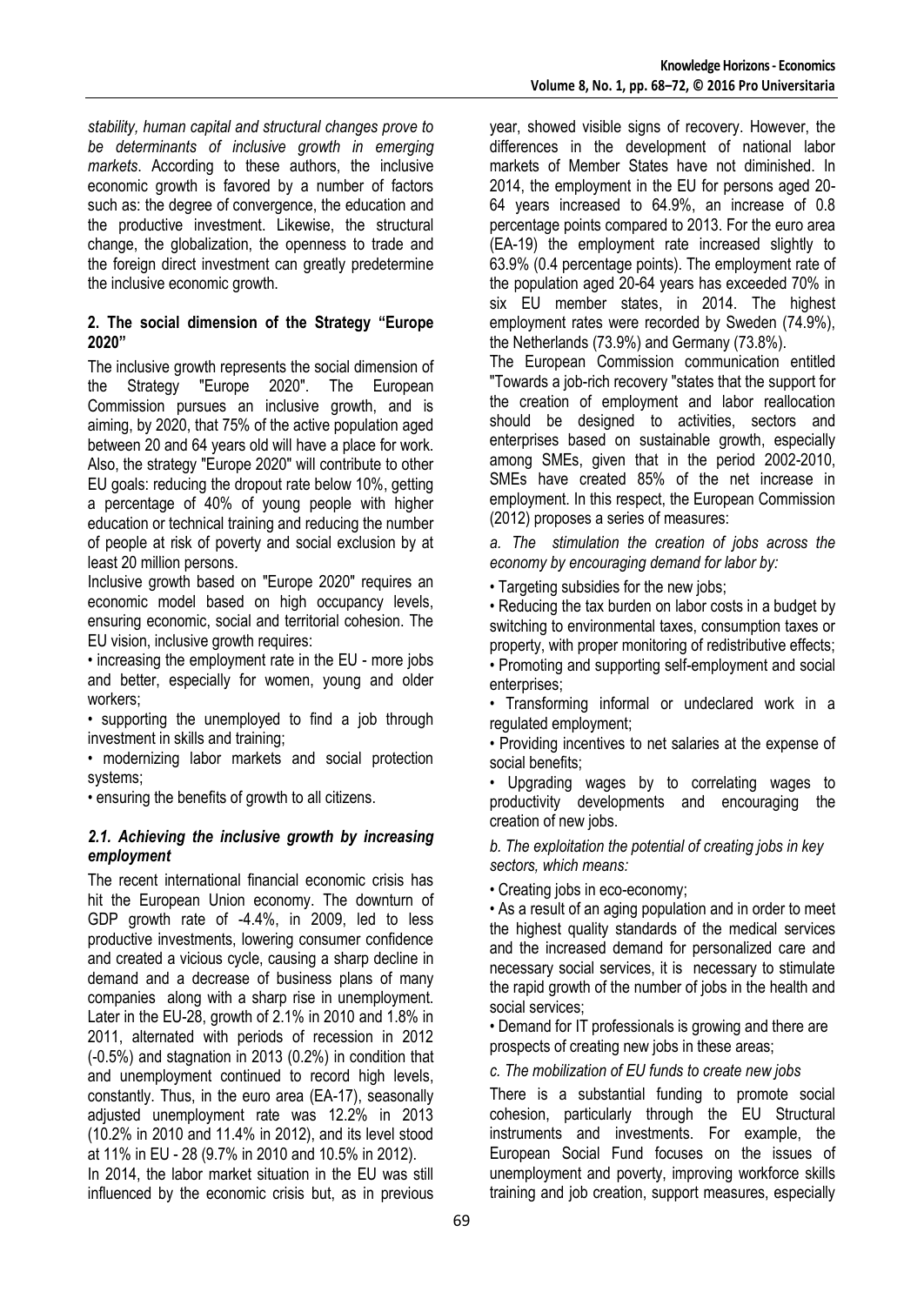*stability, human capital and structural changes prove to be determinants of inclusive growth in emerging markets*. According to these authors, the inclusive economic growth is favored by a number of factors such as: the degree of convergence, the education and the productive investment. Likewise, the structural change, the globalization, the openness to trade and the foreign direct investment can greatly predetermine the inclusive economic growth.

## 2. The social dimension of the Strategy "Europe 2020"

The inclusive growth represents the social dimension of the Strategy "Europe 2020". The European Commission pursues an inclusive growth, and is aiming, by 2020, that 75% of the active population aged between 20 and 64 years old will have a place for work. Also, the strategy "Europe 2020" will contribute to other EU goals: reducing the dropout rate below 10%, getting a percentage of 40% of young people with higher education or technical training and reducing the number of people at risk of poverty and social exclusion by at least 20 million persons.

Inclusive growth based on "Europe 2020" requires an economic model based on high occupancy levels, ensuring economic, social and territorial cohesion. The EU vision, inclusive growth requires:

- increasing the employment rate in the EU - more jobs and better, especially for women, young and older workers;
- supporting the unemployed to find a job through investment in skills and training;
- modernizing labor markets and social protection systems;
- ensuring the benefits of growth to all citizens.

### *2.1. Achieving the inclusive growth by increasing employment*

The recent international financial economic crisis has hit the European Union economy. The downturn of GDP growth rate of -4.4%, in 2009, led to less productive investments, lowering consumer confidence and created a vicious cycle, causing a sharp decline in demand and a decrease of business plans of many companies along with a sharp rise in unemployment. Later in the EU-28, growth of 2.1% in 2010 and 1.8% in 2011, alternated with periods of recession in 2012 (-0.5%) and stagnation in 2013 (0.2%) in condition that and unemployment continued to record high levels, constantly. Thus, in the euro area (EA-17), seasonally adjusted unemployment rate was 12.2% in 2013 (10.2% in 2010 and 11.4% in 2012), and its level stood at 11% in EU - 28 (9.7% in 2010 and 10.5% in 2012).

In 2014, the labor market situation in the EU was still influenced by the economic crisis but, as in previous year, showed visible signs of recovery. However, the differences in the development of national labor markets of Member States have not diminished. In 2014, the employment in the EU for persons aged 20-64 years increased to 64.9%, an increase of 0.8 percentage points compared to 2013. For the euro area (EA-19) the employment rate increased slightly to 63.9% (0.4 percentage points). The employment rate of the population aged 20-64 years has exceeded 70% in six EU member states, in 2014. The highest employment rates were recorded by Sweden (74.9%), the Netherlands (73.9%) and Germany (73.8%).

The European Commission communication entitled "Towards a job-rich recovery "states that the support for the creation of employment and labor reallocation should be designed to activities, sectors and enterprises based on sustainable growth, especially among SMEs, given that in the period 2002-2010, SMEs have created 85% of the net increase in employment. In this respect, the European Commission (2012) proposes a series of measures:

*a. The stimulation the creation of jobs across the economy by encouraging demand for labor by:*

- Targeting subsidies for the new jobs;
- Reducing the tax burden on labor costs in a budget by switching to environmental taxes, consumption taxes or property, with proper monitoring of redistributive effects;
- Promoting and supporting self-employment and social enterprises;
- Transforming informal or undeclared work in a regulated employment;
- Providing incentives to net salaries at the expense of social benefits;
- Upgrading wages by to correlating wages to productivity developments and encouraging the creation of new jobs.

*b. The exploitation the potential of creating jobs in key sectors, which means:*

- Creating jobs in eco-economy;
- As a result of an aging population and in order to meet the highest quality standards of the medical services and the increased demand for personalized care and necessary social services, it is necessary to stimulate the rapid growth of the number of jobs in the health and social services;
- Demand for IT professionals is growing and there are prospects of creating new jobs in these areas;

*c. The mobilization of EU funds to create new jobs*

There is a substantial funding to promote social cohesion, particularly through the EU Structural instruments and investments. For example, the European Social Fund focuses on the issues of unemployment and poverty, improving workforce skills training and job creation, support measures, especially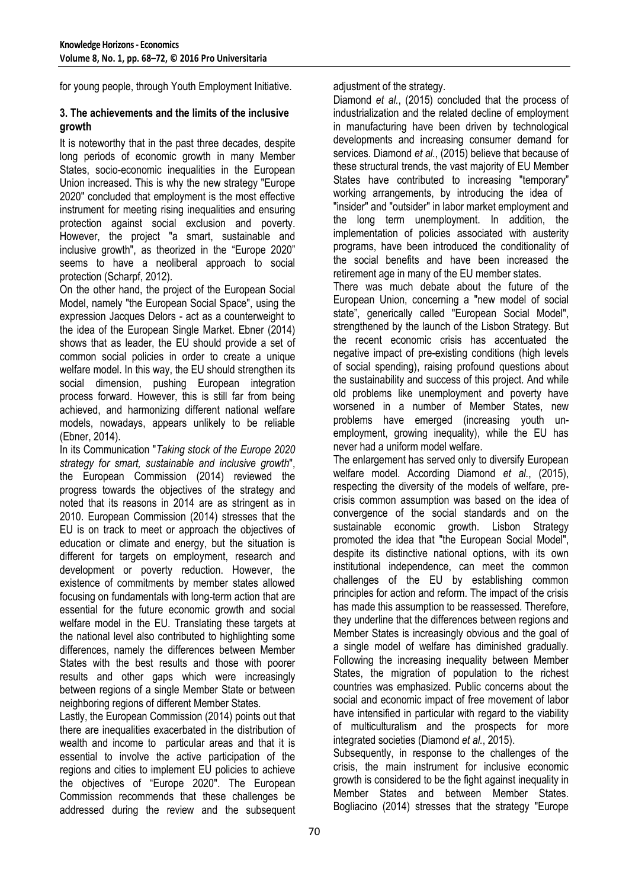for young people, through Youth Employment Initiative.

### 3. The achievements and the limits of the inclusive growth

It is noteworthy that in the past three decades, despite long periods of economic growth in many Member States, socio-economic inequalities in the European Union increased. This is why the new strategy "Europe 2020" concluded that employment is the most effective instrument for meeting rising inequalities and ensuring protection against social exclusion and poverty. However, the project "a smart, sustainable and inclusive growth", as theorized in the "Europe 2020" seems to have a neoliberal approach to social protection (Scharpf, 2012).

On the other hand, the project of the European Social Model, namely "the European Social Space", using the expression Jacques Delors - act as a counterweight to the idea of the European Single Market. Ebner (2014) shows that as leader, the EU should provide a set of common social policies in order to create a unique welfare model. In this way, the EU should strengthen its social dimension, pushing European integration process forward. However, this is still far from being achieved, and harmonizing different national welfare models, nowadays, appears unlikely to be reliable (Ebner, 2014).

In its Communication "*Taking stock of the Europe 2020 strategy for smart, sustainable and inclusive growth*", the European Commission (2014) reviewed the progress towards the objectives of the strategy and noted that its reasons in 2014 are as stringent as in 2010. European Commission (2014) stresses that the EU is on track to meet or approach the objectives of education or climate and energy, but the situation is different for targets on employment, research and development or poverty reduction. However, the existence of commitments by member states allowed focusing on fundamentals with long-term action that are essential for the future economic growth and social welfare model in the EU. Translating these targets at the national level also contributed to highlighting some differences, namely the differences between Member States with the best results and those with poorer results and other gaps which were increasingly between regions of a single Member State or between neighboring regions of different Member States.

Lastly, the European Commission (2014) points out that there are inequalities exacerbated in the distribution of wealth and income to particular areas and that it is essential to involve the active participation of the regions and cities to implement EU policies to achieve the objectives of "Europe 2020". The European Commission recommends that these challenges be addressed during the review and the subsequent adjustment of the strategy.

Diamond *et al.*, (2015) concluded that the process of industrialization and the related decline of employment in manufacturing have been driven by technological developments and increasing consumer demand for services. Diamond *et al.*, (2015) believe that because of these structural trends, the vast majority of EU Member States have contributed to increasing "temporary" working arrangements, by introducing the idea of "insider" and "outsider" in labor market employment and the long term unemployment. In addition, the implementation of policies associated with austerity programs, have been introduced the conditionality of the social benefits and have been increased the retirement age in many of the EU member states.

There was much debate about the future of the European Union, concerning a "new model of social state", generically called "European Social Model", strengthened by the launch of the Lisbon Strategy. But the recent economic crisis has accentuated the negative impact of pre-existing conditions (high levels of social spending), raising profound questions about the sustainability and success of this project. And while old problems like unemployment and poverty have worsened in a number of Member States, new problems have emerged (increasing youth unemployment, growing inequality), while the EU has never had a uniform model welfare.

The enlargement has served only to diversify European welfare model. According Diamond *et al.*, (2015), respecting the diversity of the models of welfare, pre-crisis common assumption was based on the idea of convergence of the social standards and on the sustainable economic growth. Lisbon Strategy promoted the idea that "the European Social Model", despite its distinctive national options, with its own institutional independence, can meet the common challenges of the EU by establishing common principles for action and reform. The impact of the crisis has made this assumption to be reassessed. Therefore, they underline that the differences between regions and Member States is increasingly obvious and the goal of a single model of welfare has diminished gradually. Following the increasing inequality between Member States, the migration of population to the richest countries was emphasized. Public concerns about the social and economic impact of free movement of labor have intensified in particular with regard to the viability of multiculturalism and the prospects for more integrated societies (Diamond *et al.*, 2015).

Subsequently, in response to the challenges of the crisis, the main instrument for inclusive economic growth is considered to be the fight against inequality in Member States and between Member States. Bogliacino (2014) stresses that the strategy "Europe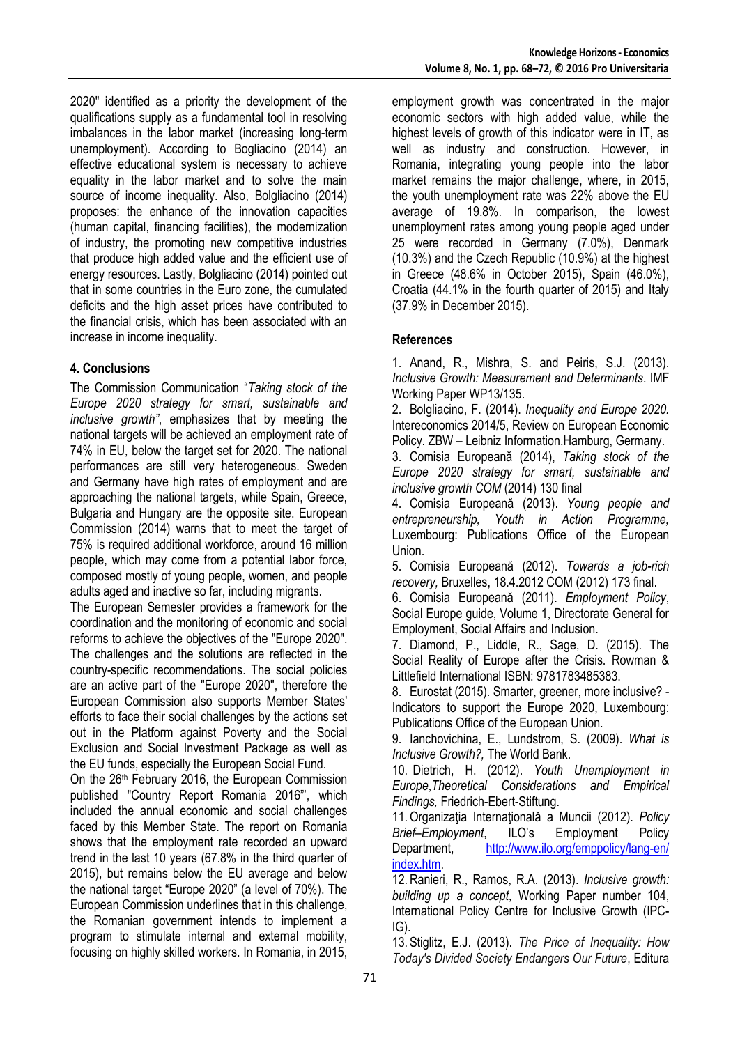2020" identified as a priority the development of the qualifications supply as a fundamental tool in resolving imbalances in the labor market (increasing long-term unemployment). According to Bogliacino (2014) an effective educational system is necessary to achieve equality in the labor market and to solve the main source of income inequality. Also, Bolgliacino (2014) proposes: the enhance of the innovation capacities (human capital, financing facilities), the modernization of industry, the promoting new competitive industries that produce high added value and the efficient use of energy resources. Lastly, Bolgliacino (2014) pointed out that in some countries in the Euro zone, the cumulated deficits and the high asset prices have contributed to the financial crisis, which has been associated with an increase in income inequality.

## 4. Conclusions

The Commission Communication "*Taking stock of the Europe 2020 strategy for smart, sustainable and inclusive growth*", emphasizes that by meeting the national targets will be achieved an employment rate of 74% in EU, below the target set for 2020. The national performances are still very heterogeneous. Sweden and Germany have high rates of employment and are approaching the national targets, while Spain, Greece, Bulgaria and Hungary are the opposite site. European Commission (2014) warns that to meet the target of 75% is required additional workforce, around 16 million people, which may come from a potential labor force, composed mostly of young people, women, and people adults aged and inactive so far, including migrants.

The European Semester provides a framework for the coordination and the monitoring of economic and social reforms to achieve the objectives of the "Europe 2020". The challenges and the solutions are reflected in the country-specific recommendations. The social policies are an active part of the "Europe 2020", therefore the European Commission also supports Member States' efforts to face their social challenges by the actions set out in the Platform against Poverty and the Social Exclusion and Social Investment Package as well as the EU funds, especially the European Social Fund.

On the 26th February 2016, the European Commission published "Country Report Romania 2016"', which included the annual economic and social challenges faced by this Member State. The report on Romania shows that the employment rate recorded an upward trend in the last 10 years (67.8% in the third quarter of 2015), but remains below the EU average and below the national target "Europe 2020" (a level of 70%). The European Commission underlines that in this challenge, the Romanian government intends to implement a program to stimulate internal and external mobility, focusing on highly skilled workers. In Romania, in 2015, employment growth was concentrated in the major economic sectors with high added value, while the highest levels of growth of this indicator were in IT, as well as industry and construction. However, in Romania, integrating young people into the labor market remains the major challenge, where, in 2015, the youth unemployment rate was 22% above the EU average of 19.8%. In comparison, the lowest unemployment rates among young people aged under 25 were recorded in Germany (7.0%), Denmark (10.3%) and the Czech Republic (10.9%) at the highest in Greece (48.6% in October 2015), Spain (46.0%), Croatia (44.1% in the fourth quarter of 2015) and Italy (37.9% in December 2015).

## References

1. Anand, R., Mishra, S. and Peiris, S.J. (2013). *Inclusive Growth: Measurement and Determinants*. IMF Working Paper WP13/135.
2. Bolgliacino, F. (2014). *Inequality and Europe 2020.* Intereconomics 2014/5, Review on European Economic Policy. ZBW – Leibniz Information.Hamburg, Germany.
3. Comisia Europeană (2014), *Taking stock of the Europe 2020 strategy for smart, sustainable and inclusive growth COM* (2014) 130 final
4. Comisia Europeană (2013). *Young people and entrepreneurship, Youth in Action Programme,* Luxembourg: Publications Office of the European Union.
5. Comisia Europeană (2012). *Towards a job-rich recovery,* Bruxelles, 18.4.2012 COM (2012) 173 final.
6. Comisia Europeană (2011). *Employment Policy*, Social Europe guide, Volume 1, Directorate General for Employment, Social Affairs and Inclusion.
7. Diamond, P., Liddle, R., Sage, D. (2015). The Social Reality of Europe after the Crisis. Rowman & Littlefield International ISBN: 9781783485383.
8. Eurostat (2015). Smarter, greener, more inclusive? - Indicators to support the Europe 2020, Luxembourg: Publications Office of the European Union.
9. Ianchovichina, E., Lundstrom, S. (2009). *What is Inclusive Growth?,* The World Bank.
10. Dietrich, H. (2012). *Youth Unemployment in Europe,Theoretical Considerations and Empirical Findings,* Friedrich-Ebert-Stiftung.
11. Organizaţia Internaţională a Muncii (2012). *Policy Brief–Employment*, ILO's Employment Policy Department, http://www.ilo.org/emppolicy/lang-en/index.htm.
12. Ranieri, R., Ramos, R.A. (2013). *Inclusive growth: building up a concept*, Working Paper number 104, International Policy Centre for Inclusive Growth (IPC-IG).
13. Stiglitz, E.J. (2013). *The Price of Inequality: How Today's Divided Society Endangers Our Future*, Editura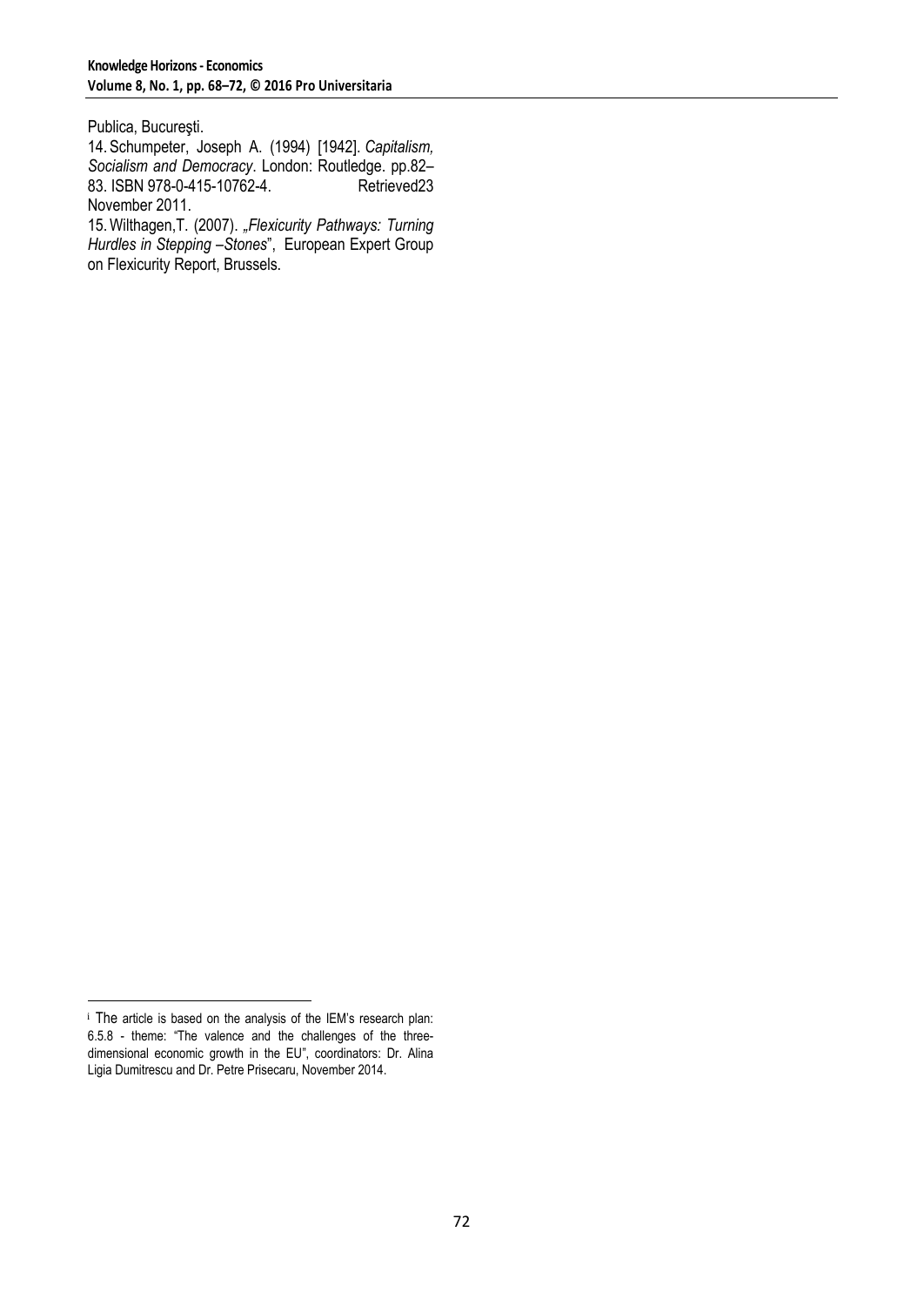Publica, Bucureşti.

14. Schumpeter, Joseph A. (1994) [1942]. *Capitalism, Socialism and Democracy*. London: Routledge. pp.82–83. ISBN 978-0-415-10762-4. Retrieved23 November 2011.

15. Wilthagen,T. (2007). *„Flexicurity Pathways: Turning Hurdles in Stepping –Stones*", European Expert Group on Flexicurity Report, Brussels.

---

[i] The article is based on the analysis of the IEM's research plan: 6.5.8 - theme: "The valence and the challenges of the three-dimensional economic growth in the EU", coordinators: Dr. Alina Ligia Dumitrescu and Dr. Petre Prisecaru, November 2014.